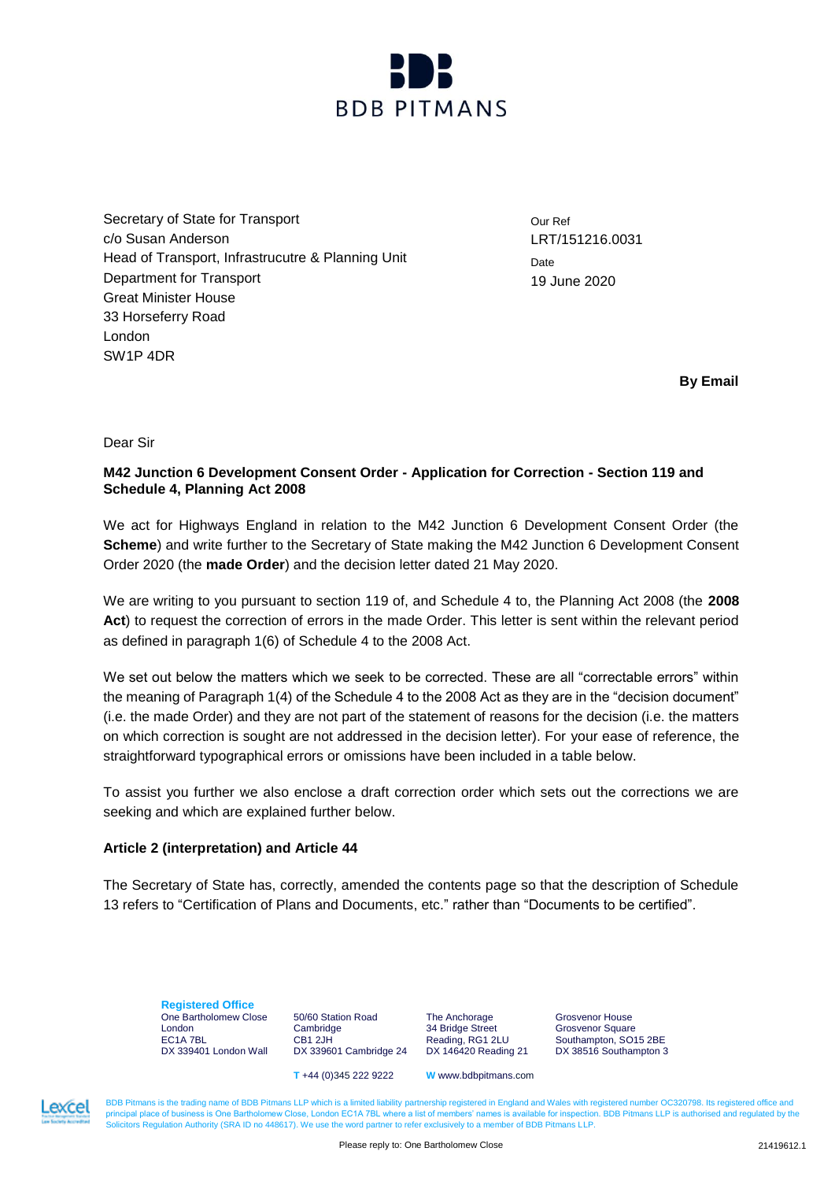BDB PITMANS

Secretary of State for Transport
c/o Susan Anderson
Head of Transport, Infrastrucutre & Planning Unit
Department for Transport
Great Minister House
33 Horseferry Road
London
SW1P 4DR

Our Ref
LRT/151216.0031

Date
19 June 2020

**By Email**

Dear Sir

**M42 Junction 6 Development Consent Order - Application for Correction - Section 119 and Schedule 4, Planning Act 2008**

We act for Highways England in relation to the M42 Junction 6 Development Consent Order (the **Scheme**) and write further to the Secretary of State making the M42 Junction 6 Development Consent Order 2020 (the **made Order**) and the decision letter dated 21 May 2020.

We are writing to you pursuant to section 119 of, and Schedule 4 to, the Planning Act 2008 (the **2008 Act**) to request the correction of errors in the made Order. This letter is sent within the relevant period as defined in paragraph 1(6) of Schedule 4 to the 2008 Act.

We set out below the matters which we seek to be corrected. These are all "correctable errors" within the meaning of Paragraph 1(4) of the Schedule 4 to the 2008 Act as they are in the "decision document" (i.e. the made Order) and they are not part of the statement of reasons for the decision (i.e. the matters on which correction is sought are not addressed in the decision letter). For your ease of reference, the straightforward typographical errors or omissions have been included in a table below.

To assist you further we also enclose a draft correction order which sets out the corrections we are seeking and which are explained further below.

**Article 2 (interpretation) and Article 44**

The Secretary of State has, correctly, amended the contents page so that the description of Schedule 13 refers to "Certification of Plans and Documents, etc." rather than "Documents to be certified".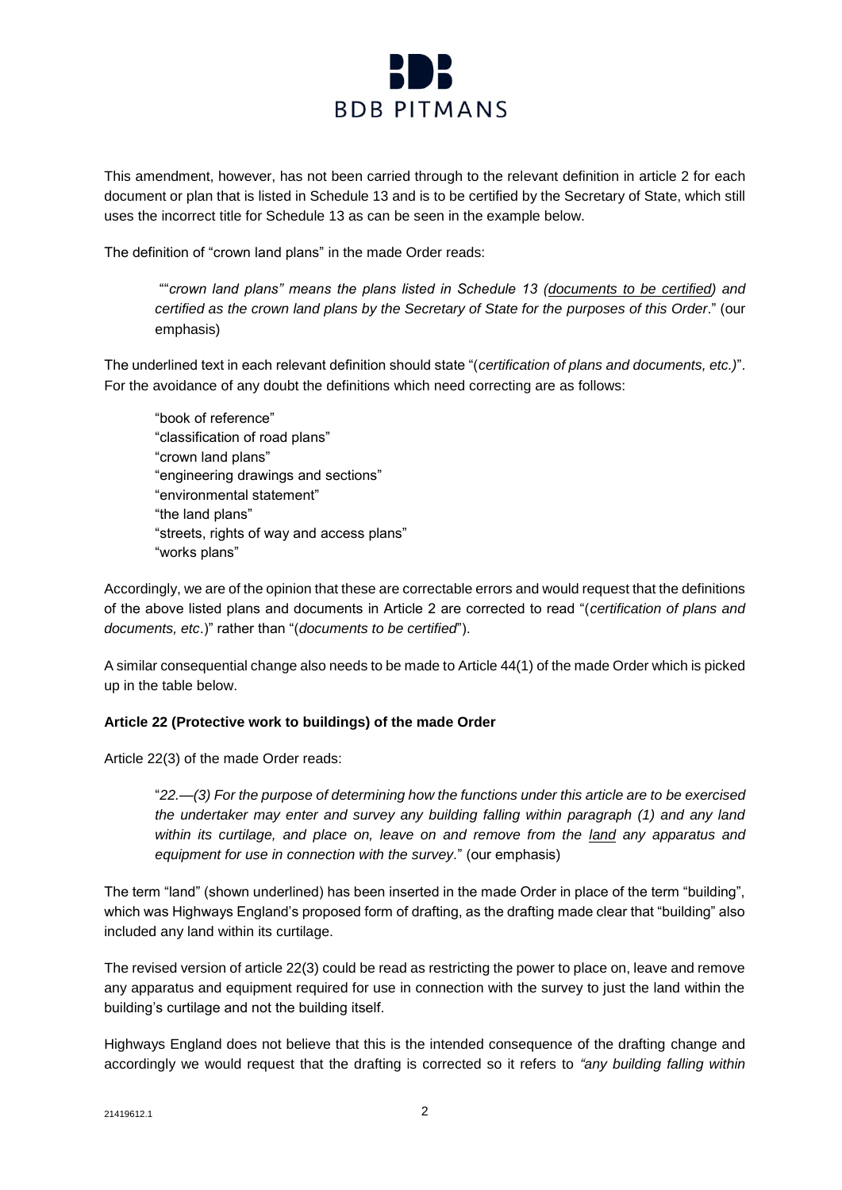This amendment, however, has not been carried through to the relevant definition in article 2 for each document or plan that is listed in Schedule 13 and is to be certified by the Secretary of State, which still uses the incorrect title for Schedule 13 as can be seen in the example below.

The definition of "crown land plans" in the made Order reads:

> ""*crown land plans" means the plans listed in Schedule 13 (<u>documents to be certified</u>) and certified as the crown land plans by the Secretary of State for the purposes of this Order*." (our emphasis)

The underlined text in each relevant definition should state "(*certification of plans and documents, etc.)*". For the avoidance of any doubt the definitions which need correcting are as follows:

> "book of reference"
> "classification of road plans"
> "crown land plans"
> "engineering drawings and sections"
> "environmental statement"
> "the land plans"
> "streets, rights of way and access plans"
> "works plans"

Accordingly, we are of the opinion that these are correctable errors and would request that the definitions of the above listed plans and documents in Article 2 are corrected to read "(*certification of plans and documents, etc*.)" rather than "(*documents to be certified*").

A similar consequential change also needs to be made to Article 44(1) of the made Order which is picked up in the table below.

**Article 22 (Protective work to buildings) of the made Order**

Article 22(3) of the made Order reads:

> "*22.—(3) For the purpose of determining how the functions under this article are to be exercised the undertaker may enter and survey any building falling within paragraph (1) and any land within its curtilage, and place on, leave on and remove from the <u>land</u> any apparatus and equipment for use in connection with the survey*." (our emphasis)

The term "land" (shown underlined) has been inserted in the made Order in place of the term "building", which was Highways England's proposed form of drafting, as the drafting made clear that "building" also included any land within its curtilage.

The revised version of article 22(3) could be read as restricting the power to place on, leave and remove any apparatus and equipment required for use in connection with the survey to just the land within the building's curtilage and not the building itself.

Highways England does not believe that this is the intended consequence of the drafting change and accordingly we would request that the drafting is corrected so it refers to *"any building falling within*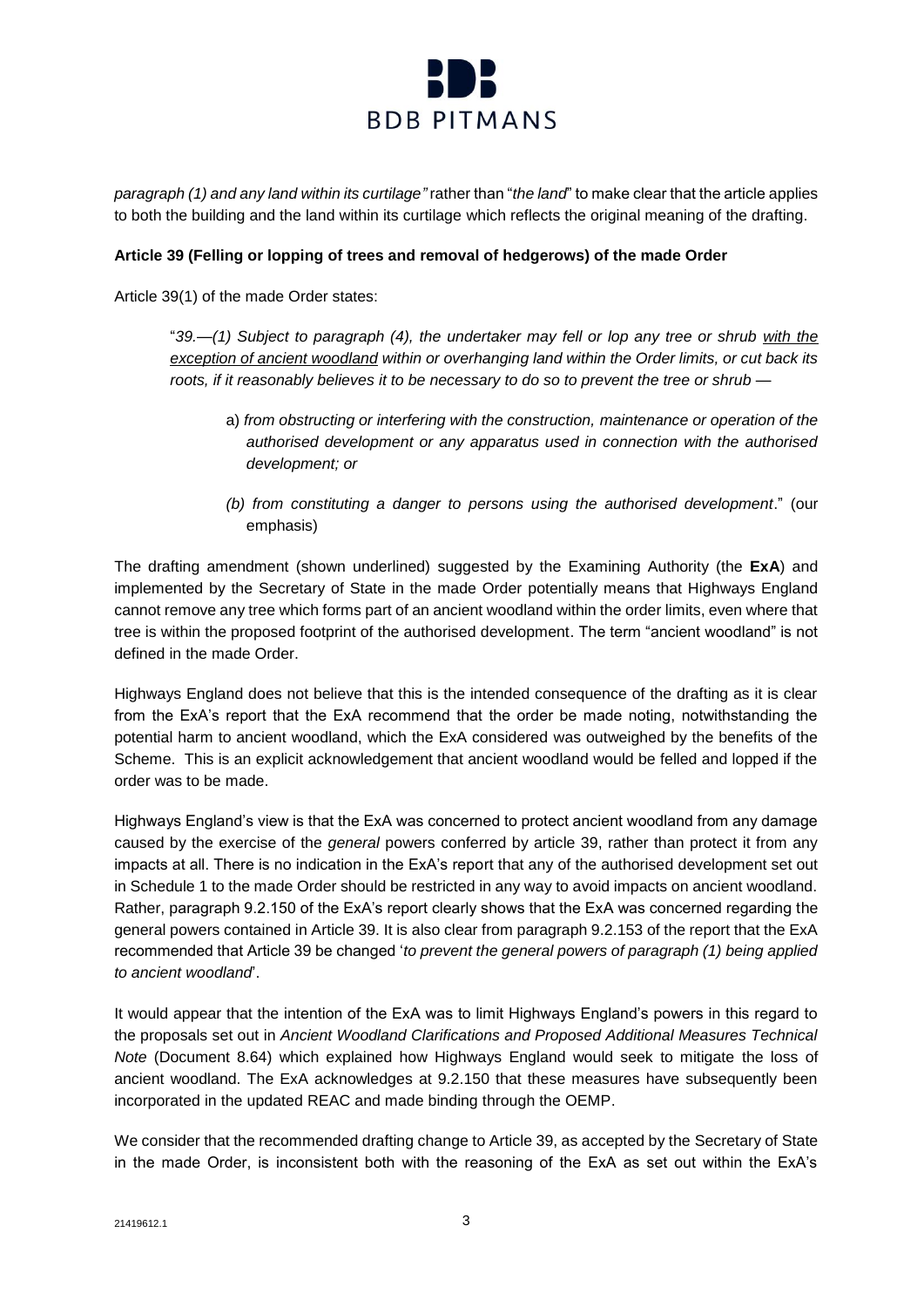*paragraph (1) and any land within its curtilage"* rather than "*the land*" to make clear that the article applies to both the building and the land within its curtilage which reflects the original meaning of the drafting.

**Article 39 (Felling or lopping of trees and removal of hedgerows) of the made Order**

Article 39(1) of the made Order states:

> "*39.—(1) Subject to paragraph (4), the undertaker may fell or lop any tree or shrub <u>with the exception of ancient woodland</u> within or overhanging land within the Order limits, or cut back its roots, if it reasonably believes it to be necessary to do so to prevent the tree or shrub —*
>
> a) *from obstructing or interfering with the construction, maintenance or operation of the authorised development or any apparatus used in connection with the authorised development; or*
>
> *(b) from constituting a danger to persons using the authorised development*." (our emphasis)

The drafting amendment (shown underlined) suggested by the Examining Authority (the **ExA**) and implemented by the Secretary of State in the made Order potentially means that Highways England cannot remove any tree which forms part of an ancient woodland within the order limits, even where that tree is within the proposed footprint of the authorised development. The term "ancient woodland" is not defined in the made Order.

Highways England does not believe that this is the intended consequence of the drafting as it is clear from the ExA's report that the ExA recommend that the order be made noting, notwithstanding the potential harm to ancient woodland, which the ExA considered was outweighed by the benefits of the Scheme. This is an explicit acknowledgement that ancient woodland would be felled and lopped if the order was to be made.

Highways England's view is that the ExA was concerned to protect ancient woodland from any damage caused by the exercise of the *general* powers conferred by article 39, rather than protect it from any impacts at all. There is no indication in the ExA's report that any of the authorised development set out in Schedule 1 to the made Order should be restricted in any way to avoid impacts on ancient woodland. Rather, paragraph 9.2.150 of the ExA's report clearly shows that the ExA was concerned regarding the general powers contained in Article 39. It is also clear from paragraph 9.2.153 of the report that the ExA recommended that Article 39 be changed '*to prevent the general powers of paragraph (1) being applied to ancient woodland*'.

It would appear that the intention of the ExA was to limit Highways England's powers in this regard to the proposals set out in *Ancient Woodland Clarifications and Proposed Additional Measures Technical Note* (Document 8.64) which explained how Highways England would seek to mitigate the loss of ancient woodland. The ExA acknowledges at 9.2.150 that these measures have subsequently been incorporated in the updated REAC and made binding through the OEMP.

We consider that the recommended drafting change to Article 39, as accepted by the Secretary of State in the made Order, is inconsistent both with the reasoning of the ExA as set out within the ExA's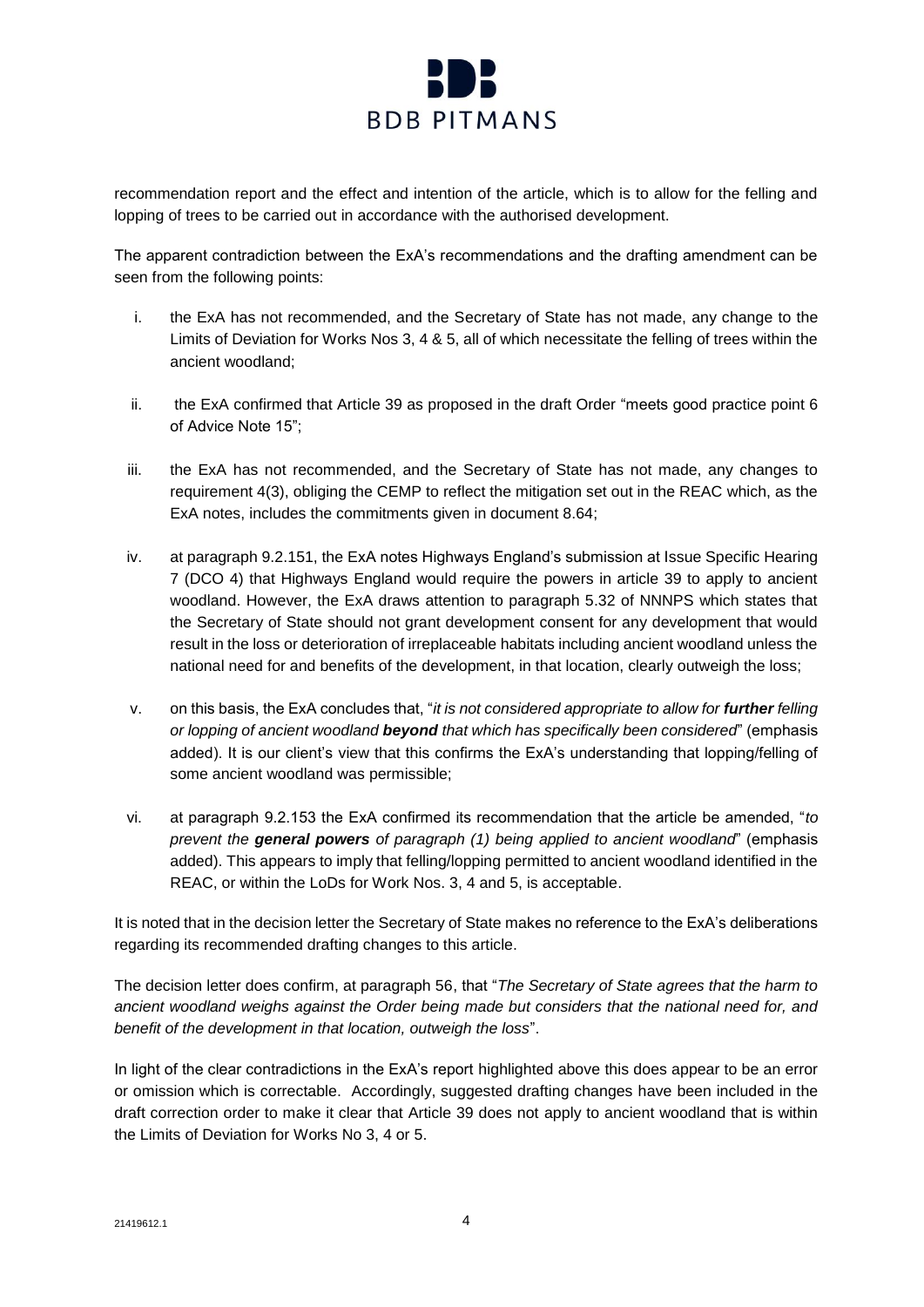recommendation report and the effect and intention of the article, which is to allow for the felling and lopping of trees to be carried out in accordance with the authorised development.

The apparent contradiction between the ExA's recommendations and the drafting amendment can be seen from the following points:

i. the ExA has not recommended, and the Secretary of State has not made, any change to the Limits of Deviation for Works Nos 3, 4 & 5, all of which necessitate the felling of trees within the ancient woodland;

ii. the ExA confirmed that Article 39 as proposed in the draft Order "meets good practice point 6 of Advice Note 15";

iii. the ExA has not recommended, and the Secretary of State has not made, any changes to requirement 4(3), obliging the CEMP to reflect the mitigation set out in the REAC which, as the ExA notes, includes the commitments given in document 8.64;

iv. at paragraph 9.2.151, the ExA notes Highways England's submission at Issue Specific Hearing 7 (DCO 4) that Highways England would require the powers in article 39 to apply to ancient woodland. However, the ExA draws attention to paragraph 5.32 of NNNPS which states that the Secretary of State should not grant development consent for any development that would result in the loss or deterioration of irreplaceable habitats including ancient woodland unless the national need for and benefits of the development, in that location, clearly outweigh the loss;

v. on this basis, the ExA concludes that, "*it is not considered appropriate to allow for **further** felling or lopping of ancient woodland **beyond** that which has specifically been considered*" (emphasis added). It is our client's view that this confirms the ExA's understanding that lopping/felling of some ancient woodland was permissible;

vi. at paragraph 9.2.153 the ExA confirmed its recommendation that the article be amended, "*to prevent the **general powers** of paragraph (1) being applied to ancient woodland*" (emphasis added). This appears to imply that felling/lopping permitted to ancient woodland identified in the REAC, or within the LoDs for Work Nos. 3, 4 and 5, is acceptable.

It is noted that in the decision letter the Secretary of State makes no reference to the ExA's deliberations regarding its recommended drafting changes to this article.

The decision letter does confirm, at paragraph 56, that "*The Secretary of State agrees that the harm to ancient woodland weighs against the Order being made but considers that the national need for, and benefit of the development in that location, outweigh the loss*".

In light of the clear contradictions in the ExA's report highlighted above this does appear to be an error or omission which is correctable. Accordingly, suggested drafting changes have been included in the draft correction order to make it clear that Article 39 does not apply to ancient woodland that is within the Limits of Deviation for Works No 3, 4 or 5.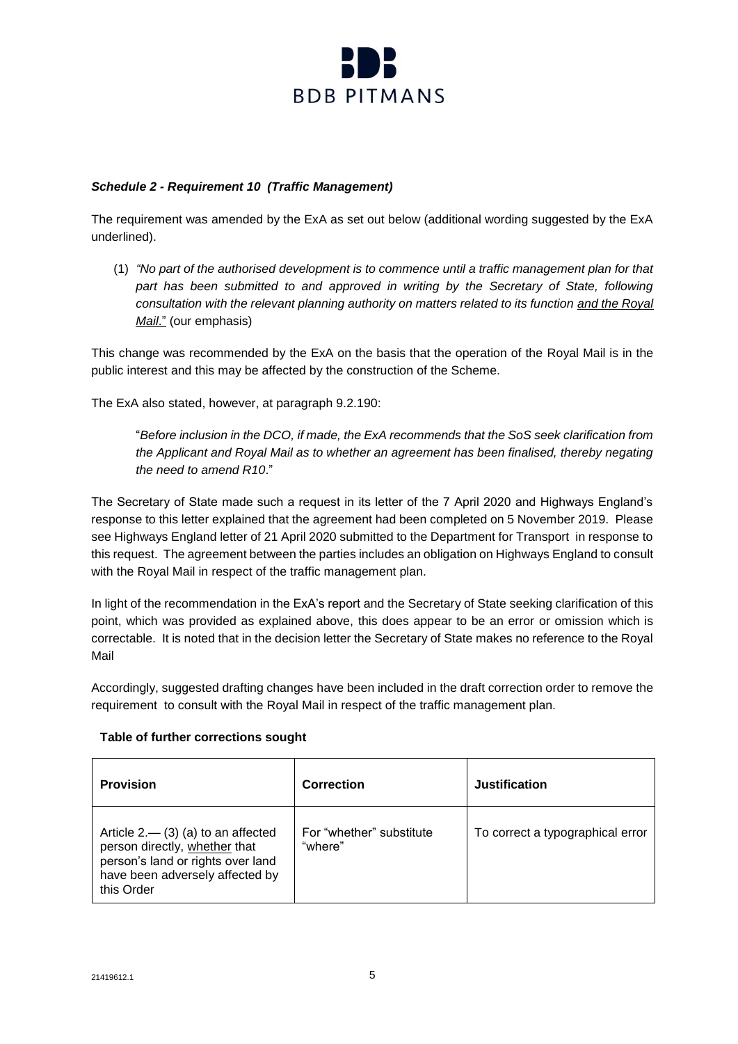***Schedule 2 - Requirement 10 (Traffic Management)***

The requirement was amended by the ExA as set out below (additional wording suggested by the ExA underlined).

(1) *"No part of the authorised development is to commence until a traffic management plan for that part has been submitted to and approved in writing by the Secretary of State, following consultation with the relevant planning authority on matters related to its function <u>and the Royal Mail</u>."* (our emphasis)

This change was recommended by the ExA on the basis that the operation of the Royal Mail is in the public interest and this may be affected by the construction of the Scheme.

The ExA also stated, however, at paragraph 9.2.190:

"*Before inclusion in the DCO, if made, the ExA recommends that the SoS seek clarification from the Applicant and Royal Mail as to whether an agreement has been finalised, thereby negating the need to amend R10*."

The Secretary of State made such a request in its letter of the 7 April 2020 and Highways England's response to this letter explained that the agreement had been completed on 5 November 2019. Please see Highways England letter of 21 April 2020 submitted to the Department for Transport in response to this request. The agreement between the parties includes an obligation on Highways England to consult with the Royal Mail in respect of the traffic management plan.

In light of the recommendation in the ExA's report and the Secretary of State seeking clarification of this point, which was provided as explained above, this does appear to be an error or omission which is correctable. It is noted that in the decision letter the Secretary of State makes no reference to the Royal Mail

Accordingly, suggested drafting changes have been included in the draft correction order to remove the requirement to consult with the Royal Mail in respect of the traffic management plan.

**Table of further corrections sought**

| **Provision** | **Correction** | **Justification** |
| --- | --- | --- |
| Article 2.— (3) (a) to an affected person directly, <u>whether</u> that person's land or rights over land have been adversely affected by this Order | For "whether" substitute "where" | To correct a typographical error |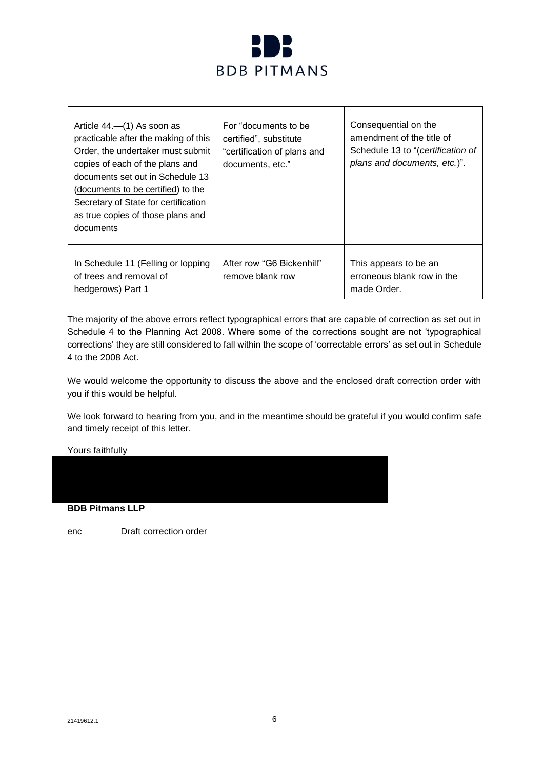| | | |
|---|---|---|
| Article 44.—(1) As soon as practicable after the making of this Order, the undertaker must submit copies of each of the plans and documents set out in Schedule 13 (<u>documents to be certified</u>) to the Secretary of State for certification as true copies of those plans and documents | For "documents to be certified", substitute "certification of plans and documents, etc." | Consequential on the amendment of the title of Schedule 13 to "(*certification of plans and documents, etc.*)". |
| In Schedule 11 (Felling or lopping of trees and removal of hedgerows) Part 1 | After row "G6 Bickenhill" remove blank row | This appears to be an erroneous blank row in the made Order. |

The majority of the above errors reflect typographical errors that are capable of correction as set out in Schedule 4 to the Planning Act 2008. Where some of the corrections sought are not 'typographical corrections' they are still considered to fall within the scope of 'correctable errors' as set out in Schedule 4 to the 2008 Act.

We would welcome the opportunity to discuss the above and the enclosed draft correction order with you if this would be helpful.

We look forward to hearing from you, and in the meantime should be grateful if you would confirm safe and timely receipt of this letter.

Yours faithfully

**BDB Pitmans LLP**

enc Draft correction order